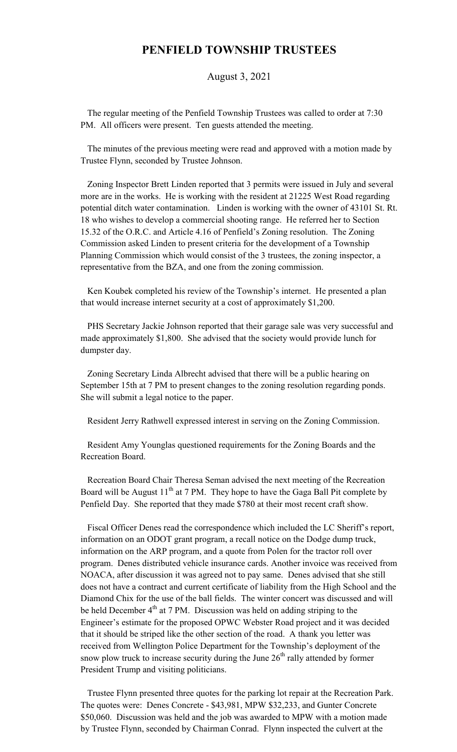# PENFIELD TOWNSHIP TRUSTEES

August 3, 2021

The regular meeting of the Penfield Township Trustees was called to order at 7:30 PM. All officers were present. Ten guests attended the meeting.

The minutes of the previous meeting were read and approved with a motion made by Trustee Flynn, seconded by Trustee Johnson.

Zoning Inspector Brett Linden reported that 3 permits were issued in July and several more are in the works. He is working with the resident at 21225 West Road regarding potential ditch water contamination. Linden is working with the owner of 43101 St. Rt. 18 who wishes to develop a commercial shooting range. He referred her to Section 15.32 of the O.R.C. and Article 4.16 of Penfield's Zoning resolution. The Zoning Commission asked Linden to present criteria for the development of a Township Planning Commission which would consist of the 3 trustees, the zoning inspector, a representative from the BZA, and one from the zoning commission.

Ken Koubek completed his review of the Township's internet. He presented a plan that would increase internet security at a cost of approximately $1,200.

PHS Secretary Jackie Johnson reported that their garage sale was very successful and made approximately $1,800. She advised that the society would provide lunch for dumpster day.

Zoning Secretary Linda Albrecht advised that there will be a public hearing on September 15th at 7 PM to present changes to the zoning resolution regarding ponds. She will submit a legal notice to the paper.

Resident Jerry Rathwell expressed interest in serving on the Zoning Commission.

Resident Amy Younglas questioned requirements for the Zoning Boards and the Recreation Board.

Recreation Board Chair Theresa Seman advised the next meeting of the Recreation Board will be August 11th at 7 PM. They hope to have the Gaga Ball Pit complete by Penfield Day. She reported that they made $780 at their most recent craft show.

Fiscal Officer Denes read the correspondence which included the LC Sheriff's report, information on an ODOT grant program, a recall notice on the Dodge dump truck, information on the ARP program, and a quote from Polen for the tractor roll over program. Denes distributed vehicle insurance cards. Another invoice was received from NOACA, after discussion it was agreed not to pay same. Denes advised that she still does not have a contract and current certificate of liability from the High School and the Diamond Chix for the use of the ball fields. The winter concert was discussed and will be held December 4th at 7 PM. Discussion was held on adding striping to the Engineer's estimate for the proposed OPWC Webster Road project and it was decided that it should be striped like the other section of the road. A thank you letter was received from Wellington Police Department for the Township's deployment of the snow plow truck to increase security during the June 26th rally attended by former President Trump and visiting politicians.

Trustee Flynn presented three quotes for the parking lot repair at the Recreation Park. The quotes were: Denes Concrete - $43,981, MPW $32,233, and Gunter Concrete $50,060. Discussion was held and the job was awarded to MPW with a motion made by Trustee Flynn, seconded by Chairman Conrad. Flynn inspected the culvert at the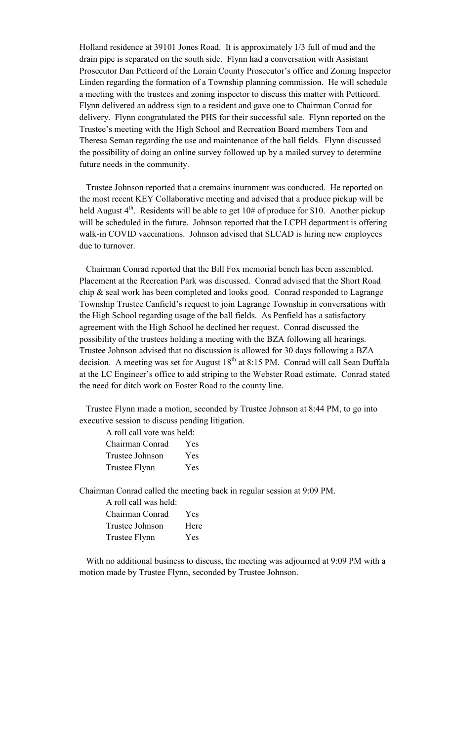Holland residence at 39101 Jones Road. It is approximately 1/3 full of mud and the drain pipe is separated on the south side. Flynn had a conversation with Assistant Prosecutor Dan Petticord of the Lorain County Prosecutor's office and Zoning Inspector Linden regarding the formation of a Township planning commission. He will schedule a meeting with the trustees and zoning inspector to discuss this matter with Petticord. Flynn delivered an address sign to a resident and gave one to Chairman Conrad for delivery. Flynn congratulated the PHS for their successful sale. Flynn reported on the Trustee's meeting with the High School and Recreation Board members Tom and Theresa Seman regarding the use and maintenance of the ball fields. Flynn discussed the possibility of doing an online survey followed up by a mailed survey to determine future needs in the community.

Trustee Johnson reported that a cremains inurnment was conducted. He reported on the most recent KEY Collaborative meeting and advised that a produce pickup will be held August 4th. Residents will be able to get 10# of produce for $10. Another pickup will be scheduled in the future. Johnson reported that the LCPH department is offering walk-in COVID vaccinations. Johnson advised that SLCAD is hiring new employees due to turnover.

Chairman Conrad reported that the Bill Fox memorial bench has been assembled. Placement at the Recreation Park was discussed. Conrad advised that the Short Road chip & seal work has been completed and looks good. Conrad responded to Lagrange Township Trustee Canfield's request to join Lagrange Township in conversations with the High School regarding usage of the ball fields. As Penfield has a satisfactory agreement with the High School he declined her request. Conrad discussed the possibility of the trustees holding a meeting with the BZA following all hearings. Trustee Johnson advised that no discussion is allowed for 30 days following a BZA decision. A meeting was set for August 18th at 8:15 PM. Conrad will call Sean Duffala at the LC Engineer's office to add striping to the Webster Road estimate. Conrad stated the need for ditch work on Foster Road to the county line.

Trustee Flynn made a motion, seconded by Trustee Johnson at 8:44 PM, to go into executive session to discuss pending litigation.

A roll call vote was held:

| | |
|---|---|
| Chairman Conrad | Yes |
| Trustee Johnson | Yes |
| Trustee Flynn | Yes |

Chairman Conrad called the meeting back in regular session at 9:09 PM.

A roll call was held:

| | |
|---|---|
| Chairman Conrad | Yes |
| Trustee Johnson | Here |
| Trustee Flynn | Yes |

With no additional business to discuss, the meeting was adjourned at 9:09 PM with a motion made by Trustee Flynn, seconded by Trustee Johnson.